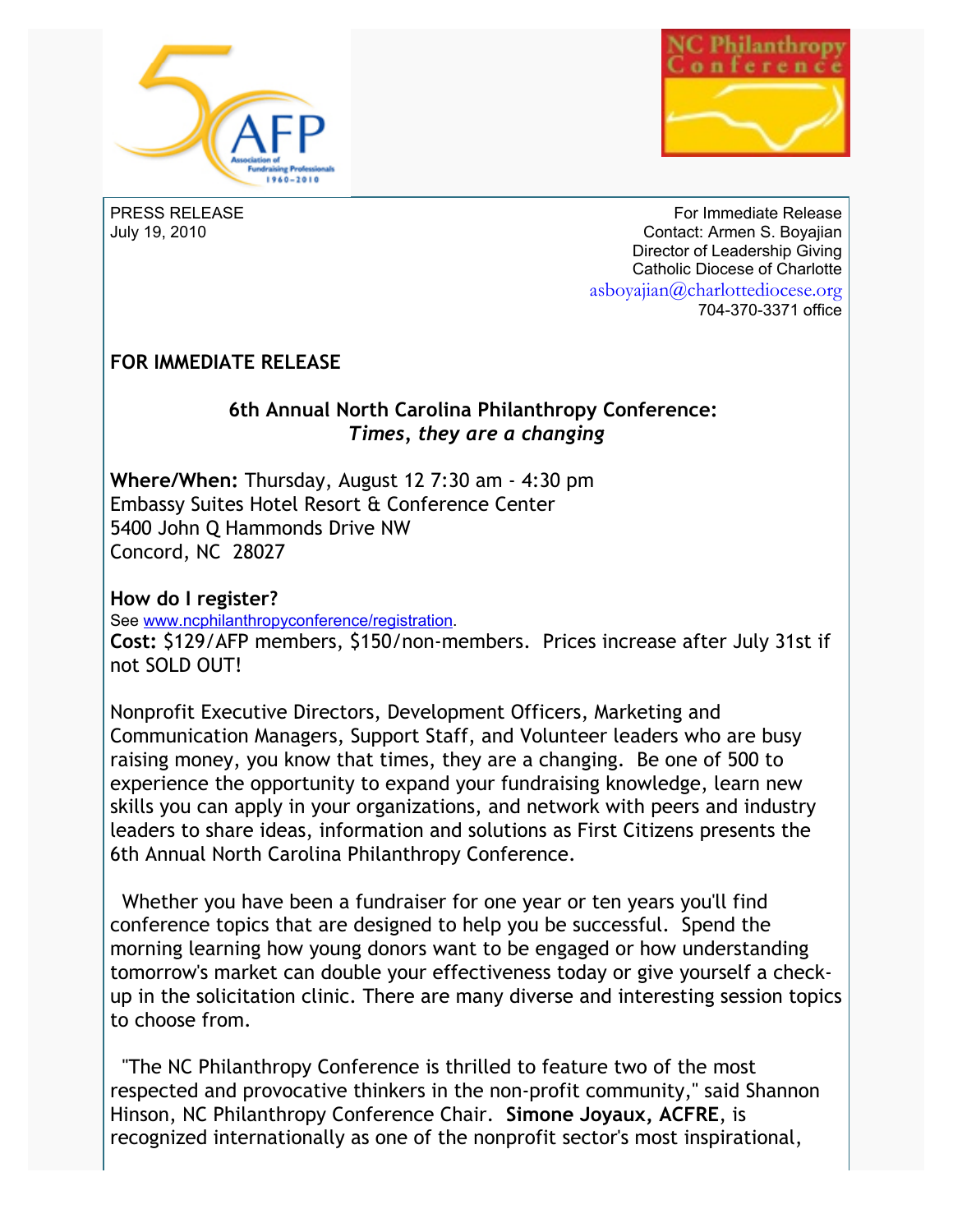PRESS RELEASE
July 19, 2010

For Immediate Release
Contact: Armen S. Boyajian
Director of Leadership Giving
Catholic Diocese of Charlotte
asboyajian@charlottediocese.org
704-370-3371 office

**FOR IMMEDIATE RELEASE**

## 6th Annual North Carolina Philanthropy Conference: *Times, they are a changing*

**Where/When:** Thursday, August 12 7:30 am - 4:30 pm
Embassy Suites Hotel Resort & Conference Center
5400 John Q Hammonds Drive NW
Concord, NC 28027

**How do I register?**
See www.ncphilanthropyconference/registration.
**Cost:** $129/AFP members, $150/non-members. Prices increase after July 31st if not SOLD OUT!

Nonprofit Executive Directors, Development Officers, Marketing and Communication Managers, Support Staff, and Volunteer leaders who are busy raising money, you know that times, they are a changing. Be one of 500 to experience the opportunity to expand your fundraising knowledge, learn new skills you can apply in your organizations, and network with peers and industry leaders to share ideas, information and solutions as First Citizens presents the 6th Annual North Carolina Philanthropy Conference.

Whether you have been a fundraiser for one year or ten years you'll find conference topics that are designed to help you be successful. Spend the morning learning how young donors want to be engaged or how understanding tomorrow's market can double your effectiveness today or give yourself a check-up in the solicitation clinic. There are many diverse and interesting session topics to choose from.

"The NC Philanthropy Conference is thrilled to feature two of the most respected and provocative thinkers in the non-profit community," said Shannon Hinson, NC Philanthropy Conference Chair. **Simone Joyaux, ACFRE**, is recognized internationally as one of the nonprofit sector's most inspirational,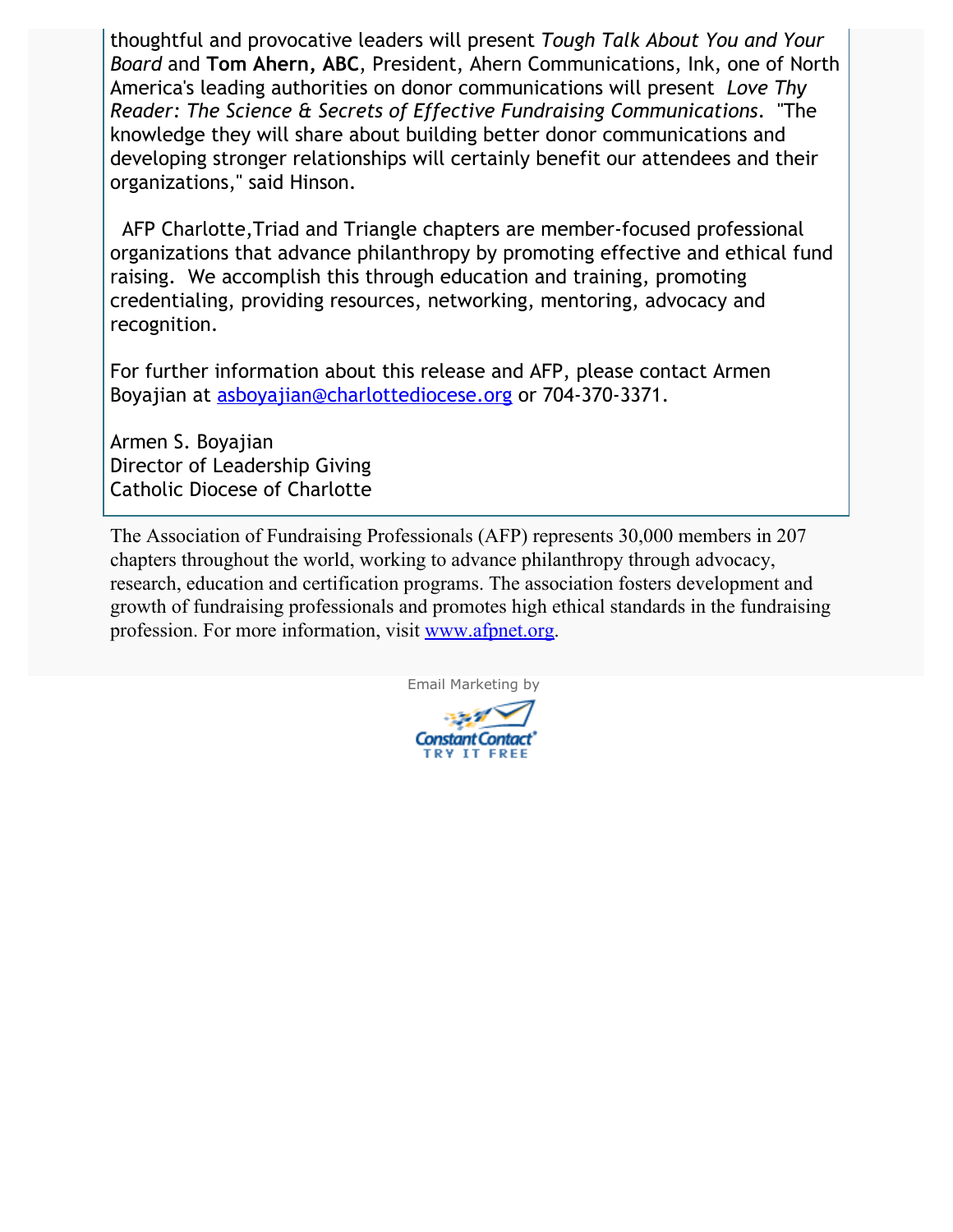thoughtful and provocative leaders will present *Tough Talk About You and Your Board* and **Tom Ahern, ABC**, President, Ahern Communications, Ink, one of North America's leading authorities on donor communications will present *Love Thy Reader: The Science & Secrets of Effective Fundraising Communications*. "The knowledge they will share about building better donor communications and developing stronger relationships will certainly benefit our attendees and their organizations," said Hinson.

AFP Charlotte,Triad and Triangle chapters are member-focused professional organizations that advance philanthropy by promoting effective and ethical fund raising. We accomplish this through education and training, promoting credentialing, providing resources, networking, mentoring, advocacy and recognition.

For further information about this release and AFP, please contact Armen Boyajian at asboyajian@charlottediocese.org or 704-370-3371.

Armen S. Boyajian
Director of Leadership Giving
Catholic Diocese of Charlotte

The Association of Fundraising Professionals (AFP) represents 30,000 members in 207 chapters throughout the world, working to advance philanthropy through advocacy, research, education and certification programs. The association fosters development and growth of fundraising professionals and promotes high ethical standards in the fundraising profession. For more information, visit www.afpnet.org.

Email Marketing by

Constant Contact
TRY IT FREE